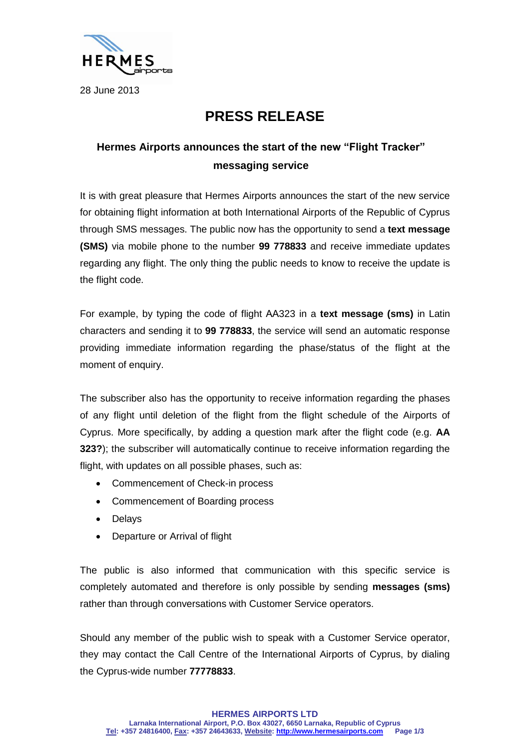28 June 2013

# PRESS RELEASE

## Hermes Airports announces the start of the new "Flight Tracker" messaging service

It is with great pleasure that Hermes Airports announces the start of the new service for obtaining flight information at both International Airports of the Republic of Cyprus through SMS messages. The public now has the opportunity to send a **text message (SMS)** via mobile phone to the number **99 778833** and receive immediate updates regarding any flight. The only thing the public needs to know to receive the update is the flight code.

For example, by typing the code of flight AA323 in a **text message (sms)** in Latin characters and sending it to **99 778833**, the service will send an automatic response providing immediate information regarding the phase/status of the flight at the moment of enquiry.

The subscriber also has the opportunity to receive information regarding the phases of any flight until deletion of the flight from the flight schedule of the Airports of Cyprus. More specifically, by adding a question mark after the flight code (e.g. **AA 323?**); the subscriber will automatically continue to receive information regarding the flight, with updates on all possible phases, such as:

- Commencement of Check-in process
- Commencement of Boarding process
- Delays
- Departure or Arrival of flight

The public is also informed that communication with this specific service is completely automated and therefore is only possible by sending **messages (sms)** rather than through conversations with Customer Service operators.

Should any member of the public wish to speak with a Customer Service operator, they may contact the Call Centre of the International Airports of Cyprus, by dialing the Cyprus-wide number **77778833**.

**HERMES AIRPORTS LTD**
**Larnaka International Airport, P.O. Box 43027, 6650 Larnaka, Republic of Cyprus**
**Tel: +357 24816400, Fax: +357 24643633, Website: http://www.hermesairports.com**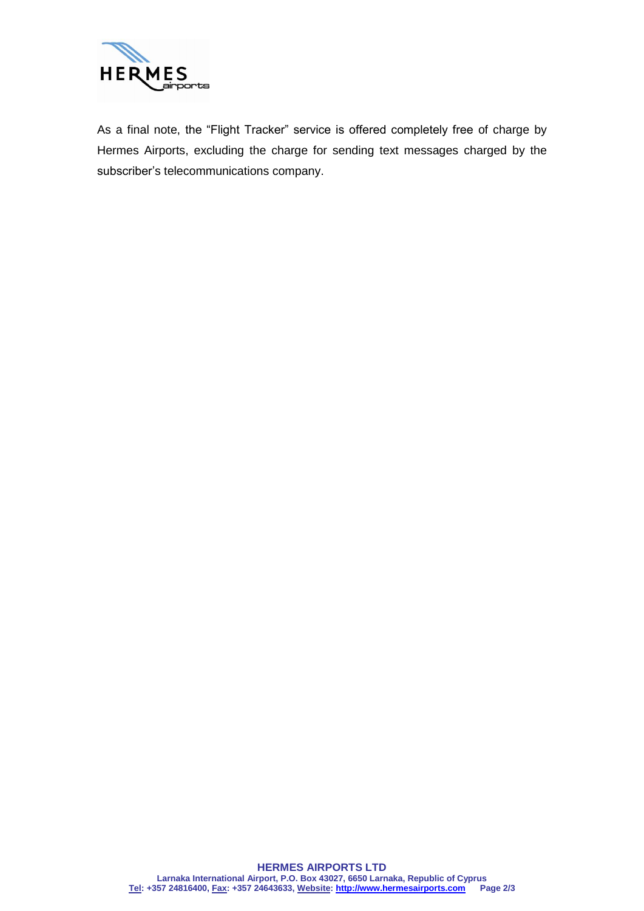As a final note, the "Flight Tracker" service is offered completely free of charge by Hermes Airports, excluding the charge for sending text messages charged by the subscriber's telecommunications company.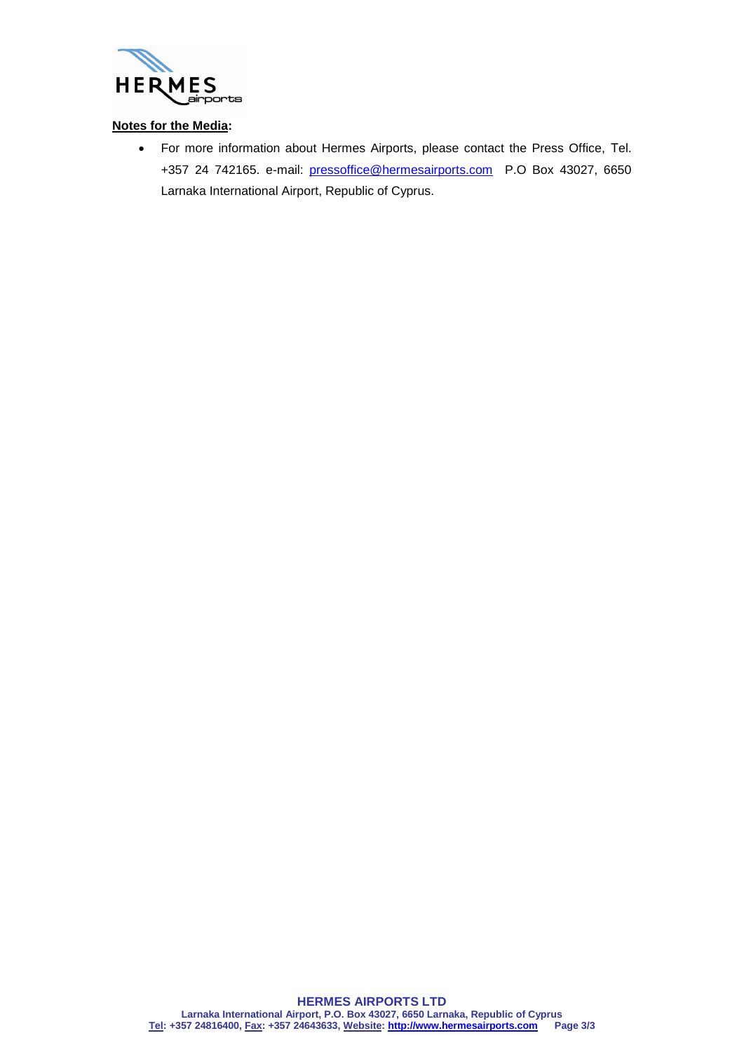**Notes for the Media:**

- For more information about Hermes Airports, please contact the Press Office, Tel. +357 24 742165. e-mail: pressoffice@hermesairports.com P.O Box 43027, 6650 Larnaka International Airport, Republic of Cyprus.